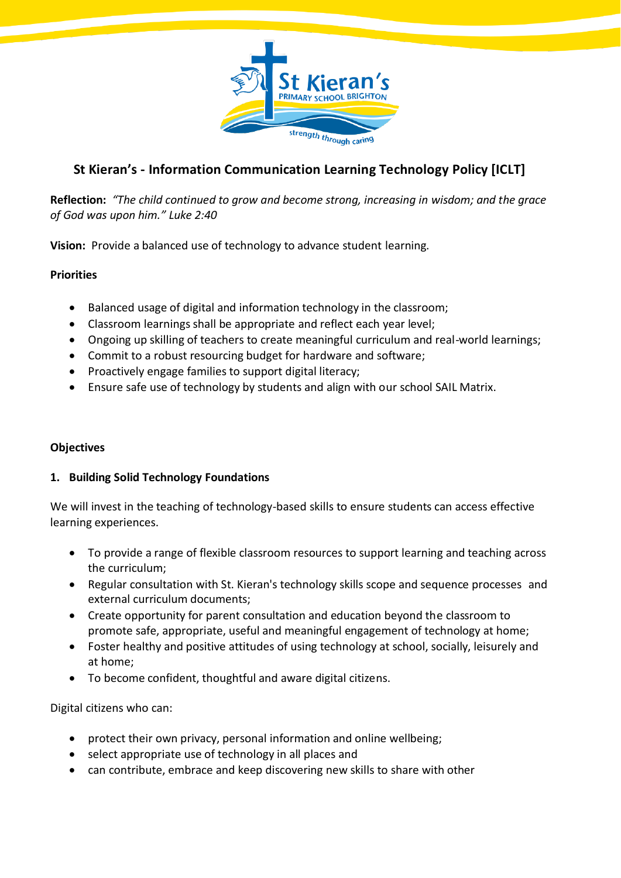# St Kieran's - Information Communication Learning Technology Policy [ICLT]

**Reflection:** *"The child continued to grow and become strong, increasing in wisdom; and the grace of God was upon him." Luke 2:40*

**Vision:** Provide a balanced use of technology to advance student learning.

**Priorities**

- Balanced usage of digital and information technology in the classroom;
- Classroom learnings shall be appropriate and reflect each year level;
- Ongoing up skilling of teachers to create meaningful curriculum and real-world learnings;
- Commit to a robust resourcing budget for hardware and software;
- Proactively engage families to support digital literacy;
- Ensure safe use of technology by students and align with our school SAIL Matrix.

**Objectives**

**1. Building Solid Technology Foundations**

We will invest in the teaching of technology-based skills to ensure students can access effective learning experiences.

- To provide a range of flexible classroom resources to support learning and teaching across the curriculum;
- Regular consultation with St. Kieran's technology skills scope and sequence processes and external curriculum documents;
- Create opportunity for parent consultation and education beyond the classroom to promote safe, appropriate, useful and meaningful engagement of technology at home;
- Foster healthy and positive attitudes of using technology at school, socially, leisurely and at home;
- To become confident, thoughtful and aware digital citizens.

Digital citizens who can:

- protect their own privacy, personal information and online wellbeing;
- select appropriate use of technology in all places and
- can contribute, embrace and keep discovering new skills to share with other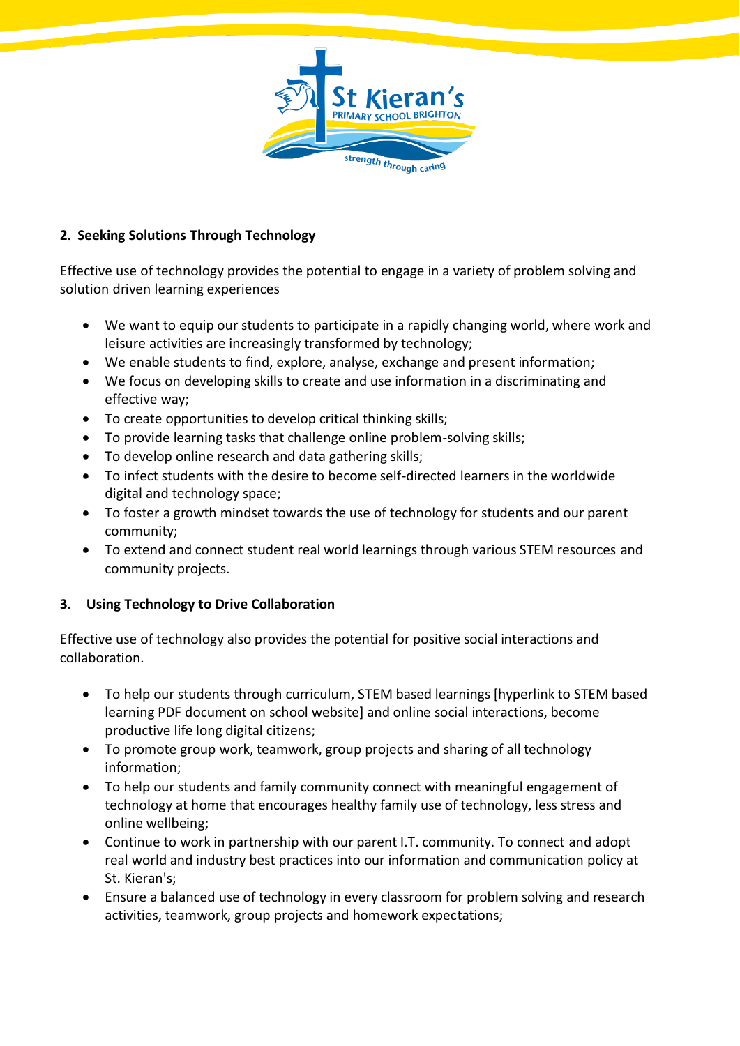## 2. Seeking Solutions Through Technology

Effective use of technology provides the potential to engage in a variety of problem solving and solution driven learning experiences

- We want to equip our students to participate in a rapidly changing world, where work and leisure activities are increasingly transformed by technology;
- We enable students to find, explore, analyse, exchange and present information;
- We focus on developing skills to create and use information in a discriminating and effective way;
- To create opportunities to develop critical thinking skills;
- To provide learning tasks that challenge online problem-solving skills;
- To develop online research and data gathering skills;
- To infect students with the desire to become self-directed learners in the worldwide digital and technology space;
- To foster a growth mindset towards the use of technology for students and our parent community;
- To extend and connect student real world learnings through various STEM resources and community projects.

## 3. Using Technology to Drive Collaboration

Effective use of technology also provides the potential for positive social interactions and collaboration.

- To help our students through curriculum, STEM based learnings [hyperlink to STEM based learning PDF document on school website] and online social interactions, become productive life long digital citizens;
- To promote group work, teamwork, group projects and sharing of all technology information;
- To help our students and family community connect with meaningful engagement of technology at home that encourages healthy family use of technology, less stress and online wellbeing;
- Continue to work in partnership with our parent I.T. community. To connect and adopt real world and industry best practices into our information and communication policy at St. Kieran's;
- Ensure a balanced use of technology in every classroom for problem solving and research activities, teamwork, group projects and homework expectations;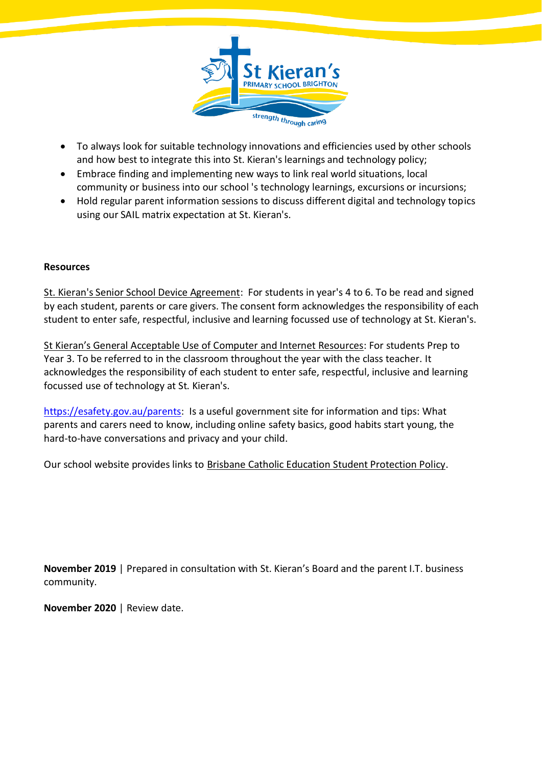- To always look for suitable technology innovations and efficiencies used by other schools and how best to integrate this into St. Kieran's learnings and technology policy;
- Embrace finding and implementing new ways to link real world situations, local community or business into our school 's technology learnings, excursions or incursions;
- Hold regular parent information sessions to discuss different digital and technology topics using our SAIL matrix expectation at St. Kieran's.

**Resources**

St. Kieran's Senior School Device Agreement: For students in year's 4 to 6. To be read and signed by each student, parents or care givers. The consent form acknowledges the responsibility of each student to enter safe, respectful, inclusive and learning focussed use of technology at St. Kieran's.

St Kieran's General Acceptable Use of Computer and Internet Resources: For students Prep to Year 3. To be referred to in the classroom throughout the year with the class teacher. It acknowledges the responsibility of each student to enter safe, respectful, inclusive and learning focussed use of technology at St. Kieran's.

https://esafety.gov.au/parents: Is a useful government site for information and tips: What parents and carers need to know, including online safety basics, good habits start young, the hard-to-have conversations and privacy and your child.

Our school website provides links to Brisbane Catholic Education Student Protection Policy.

**November 2019** | Prepared in consultation with St. Kieran's Board and the parent I.T. business community.

**November 2020** | Review date.